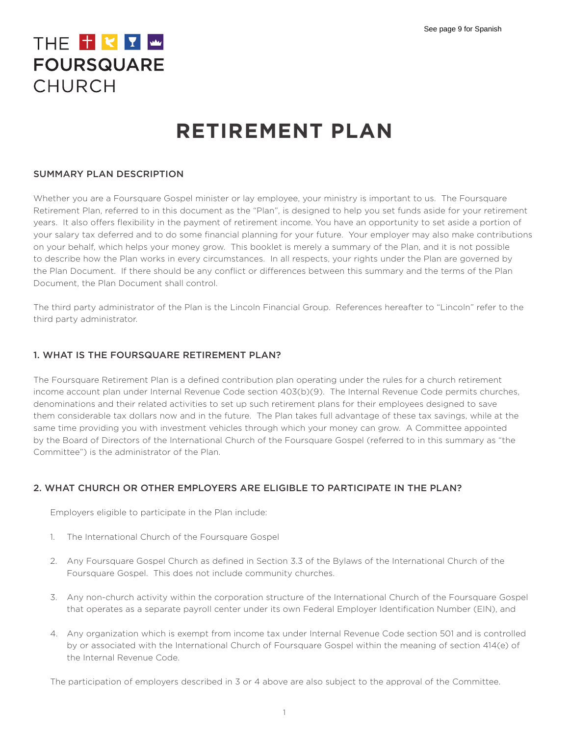See page 9 for Spanish

THE FOURSQUARE CHURCH

# RETIREMENT PLAN

## SUMMARY PLAN DESCRIPTION

Whether you are a Foursquare Gospel minister or lay employee, your ministry is important to us. The Foursquare Retirement Plan, referred to in this document as the "Plan", is designed to help you set funds aside for your retirement years. It also offers flexibility in the payment of retirement income. You have an opportunity to set aside a portion of your salary tax deferred and to do some financial planning for your future. Your employer may also make contributions on your behalf, which helps your money grow. This booklet is merely a summary of the Plan, and it is not possible to describe how the Plan works in every circumstances. In all respects, your rights under the Plan are governed by the Plan Document. If there should be any conflict or differences between this summary and the terms of the Plan Document, the Plan Document shall control.

The third party administrator of the Plan is the Lincoln Financial Group. References hereafter to "Lincoln" refer to the third party administrator.

## 1. WHAT IS THE FOURSQUARE RETIREMENT PLAN?

The Foursquare Retirement Plan is a defined contribution plan operating under the rules for a church retirement income account plan under Internal Revenue Code section 403(b)(9). The Internal Revenue Code permits churches, denominations and their related activities to set up such retirement plans for their employees designed to save them considerable tax dollars now and in the future. The Plan takes full advantage of these tax savings, while at the same time providing you with investment vehicles through which your money can grow. A Committee appointed by the Board of Directors of the International Church of the Foursquare Gospel (referred to in this summary as "the Committee") is the administrator of the Plan.

## 2. WHAT CHURCH OR OTHER EMPLOYERS ARE ELIGIBLE TO PARTICIPATE IN THE PLAN?

Employers eligible to participate in the Plan include:

1. The International Church of the Foursquare Gospel
2. Any Foursquare Gospel Church as defined in Section 3.3 of the Bylaws of the International Church of the Foursquare Gospel. This does not include community churches.
3. Any non-church activity within the corporation structure of the International Church of the Foursquare Gospel that operates as a separate payroll center under its own Federal Employer Identification Number (EIN), and
4. Any organization which is exempt from income tax under Internal Revenue Code section 501 and is controlled by or associated with the International Church of Foursquare Gospel within the meaning of section 414(e) of the Internal Revenue Code.

The participation of employers described in 3 or 4 above are also subject to the approval of the Committee.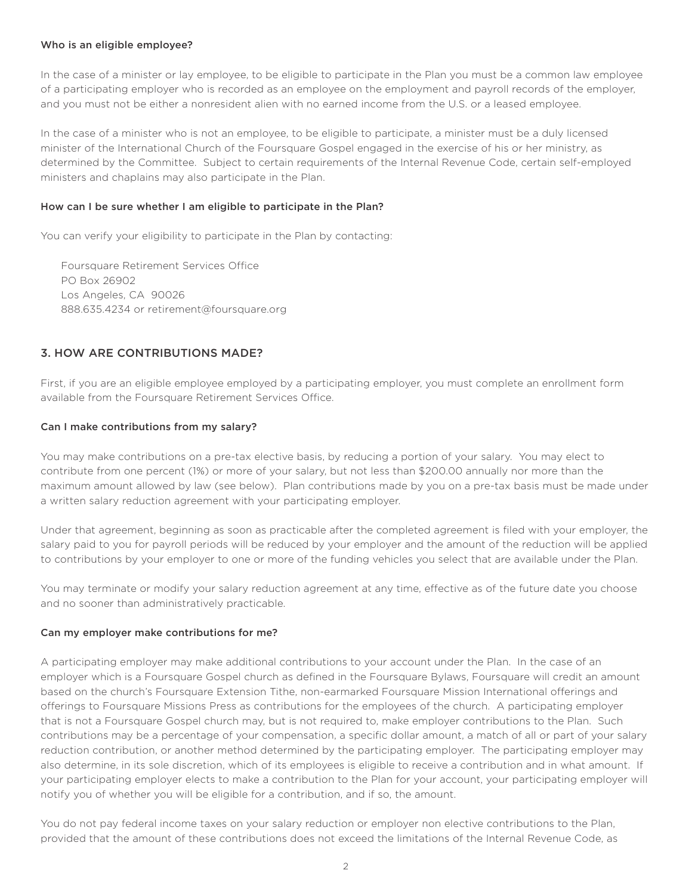### Who is an eligible employee?

In the case of a minister or lay employee, to be eligible to participate in the Plan you must be a common law employee of a participating employer who is recorded as an employee on the employment and payroll records of the employer, and you must not be either a nonresident alien with no earned income from the U.S. or a leased employee.

In the case of a minister who is not an employee, to be eligible to participate, a minister must be a duly licensed minister of the International Church of the Foursquare Gospel engaged in the exercise of his or her ministry, as determined by the Committee. Subject to certain requirements of the Internal Revenue Code, certain self-employed ministers and chaplains may also participate in the Plan.

### How can I be sure whether I am eligible to participate in the Plan?

You can verify your eligibility to participate in the Plan by contacting:

Foursquare Retirement Services Office
PO Box 26902
Los Angeles, CA 90026
888.635.4234 or retirement@foursquare.org

## 3. HOW ARE CONTRIBUTIONS MADE?

First, if you are an eligible employee employed by a participating employer, you must complete an enrollment form available from the Foursquare Retirement Services Office.

### Can I make contributions from my salary?

You may make contributions on a pre-tax elective basis, by reducing a portion of your salary. You may elect to contribute from one percent (1%) or more of your salary, but not less than $200.00 annually nor more than the maximum amount allowed by law (see below). Plan contributions made by you on a pre-tax basis must be made under a written salary reduction agreement with your participating employer.

Under that agreement, beginning as soon as practicable after the completed agreement is filed with your employer, the salary paid to you for payroll periods will be reduced by your employer and the amount of the reduction will be applied to contributions by your employer to one or more of the funding vehicles you select that are available under the Plan.

You may terminate or modify your salary reduction agreement at any time, effective as of the future date you choose and no sooner than administratively practicable.

### Can my employer make contributions for me?

A participating employer may make additional contributions to your account under the Plan. In the case of an employer which is a Foursquare Gospel church as defined in the Foursquare Bylaws, Foursquare will credit an amount based on the church's Foursquare Extension Tithe, non-earmarked Foursquare Mission International offerings and offerings to Foursquare Missions Press as contributions for the employees of the church. A participating employer that is not a Foursquare Gospel church may, but is not required to, make employer contributions to the Plan. Such contributions may be a percentage of your compensation, a specific dollar amount, a match of all or part of your salary reduction contribution, or another method determined by the participating employer. The participating employer may also determine, in its sole discretion, which of its employees is eligible to receive a contribution and in what amount. If your participating employer elects to make a contribution to the Plan for your account, your participating employer will notify you of whether you will be eligible for a contribution, and if so, the amount.

You do not pay federal income taxes on your salary reduction or employer non elective contributions to the Plan, provided that the amount of these contributions does not exceed the limitations of the Internal Revenue Code, as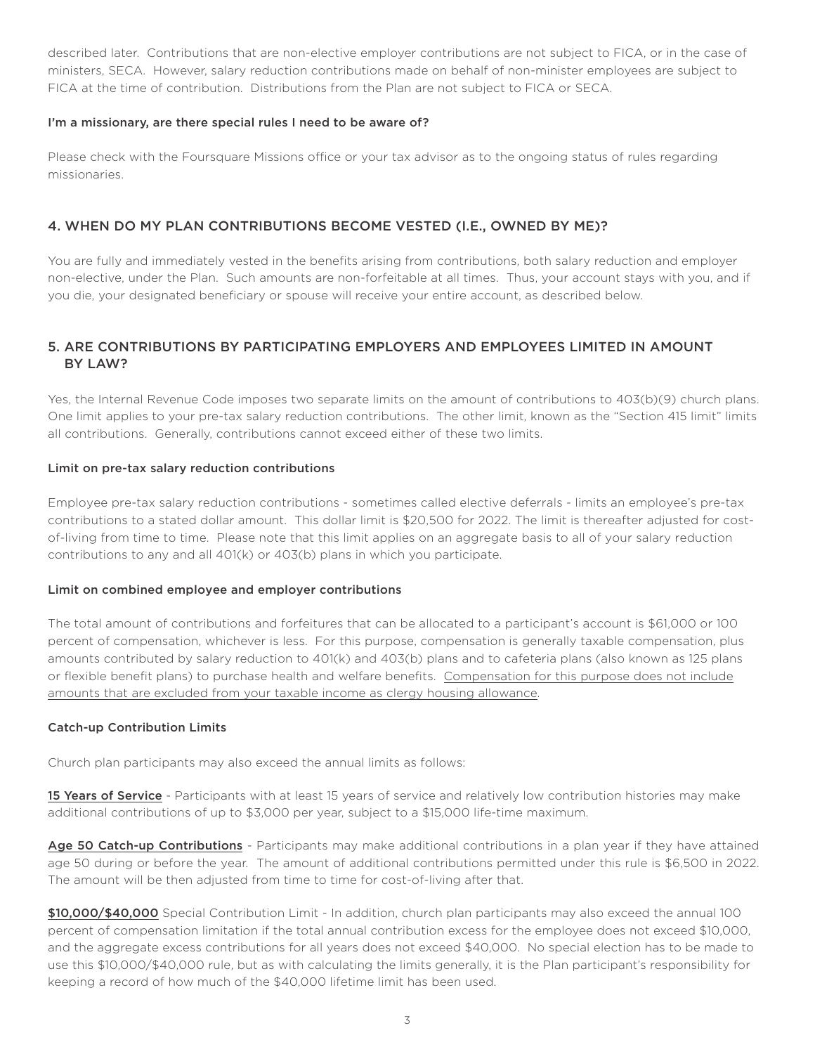described later. Contributions that are non-elective employer contributions are not subject to FICA, or in the case of ministers, SECA. However, salary reduction contributions made on behalf of non-minister employees are subject to FICA at the time of contribution. Distributions from the Plan are not subject to FICA or SECA.

### I'm a missionary, are there special rules I need to be aware of?

Please check with the Foursquare Missions office or your tax advisor as to the ongoing status of rules regarding missionaries.

## 4. WHEN DO MY PLAN CONTRIBUTIONS BECOME VESTED (I.E., OWNED BY ME)?

You are fully and immediately vested in the benefits arising from contributions, both salary reduction and employer non-elective, under the Plan. Such amounts are non-forfeitable at all times. Thus, your account stays with you, and if you die, your designated beneficiary or spouse will receive your entire account, as described below.

## 5. ARE CONTRIBUTIONS BY PARTICIPATING EMPLOYERS AND EMPLOYEES LIMITED IN AMOUNT BY LAW?

Yes, the Internal Revenue Code imposes two separate limits on the amount of contributions to 403(b)(9) church plans. One limit applies to your pre-tax salary reduction contributions. The other limit, known as the "Section 415 limit" limits all contributions. Generally, contributions cannot exceed either of these two limits.

### Limit on pre-tax salary reduction contributions

Employee pre-tax salary reduction contributions - sometimes called elective deferrals - limits an employee's pre-tax contributions to a stated dollar amount. This dollar limit is $20,500 for 2022. The limit is thereafter adjusted for cost-of-living from time to time. Please note that this limit applies on an aggregate basis to all of your salary reduction contributions to any and all 401(k) or 403(b) plans in which you participate.

### Limit on combined employee and employer contributions

The total amount of contributions and forfeitures that can be allocated to a participant's account is $61,000 or 100 percent of compensation, whichever is less. For this purpose, compensation is generally taxable compensation, plus amounts contributed by salary reduction to 401(k) and 403(b) plans and to cafeteria plans (also known as 125 plans or flexible benefit plans) to purchase health and welfare benefits. <u>Compensation for this purpose does not include amounts that are excluded from your taxable income as clergy housing allowance</u>.

### Catch-up Contribution Limits

Church plan participants may also exceed the annual limits as follows:

**<u>15 Years of Service</u>** - Participants with at least 15 years of service and relatively low contribution histories may make additional contributions of up to $3,000 per year, subject to a $15,000 life-time maximum.

**<u>Age 50 Catch-up Contributions</u>** - Participants may make additional contributions in a plan year if they have attained age 50 during or before the year. The amount of additional contributions permitted under this rule is $6,500 in 2022. The amount will be then adjusted from time to time for cost-of-living after that.

**<u>$10,000/$40,000</u>** Special Contribution Limit - In addition, church plan participants may also exceed the annual 100 percent of compensation limitation if the total annual contribution excess for the employee does not exceed $10,000, and the aggregate excess contributions for all years does not exceed $40,000. No special election has to be made to use this $10,000/$40,000 rule, but as with calculating the limits generally, it is the Plan participant's responsibility for keeping a record of how much of the $40,000 lifetime limit has been used.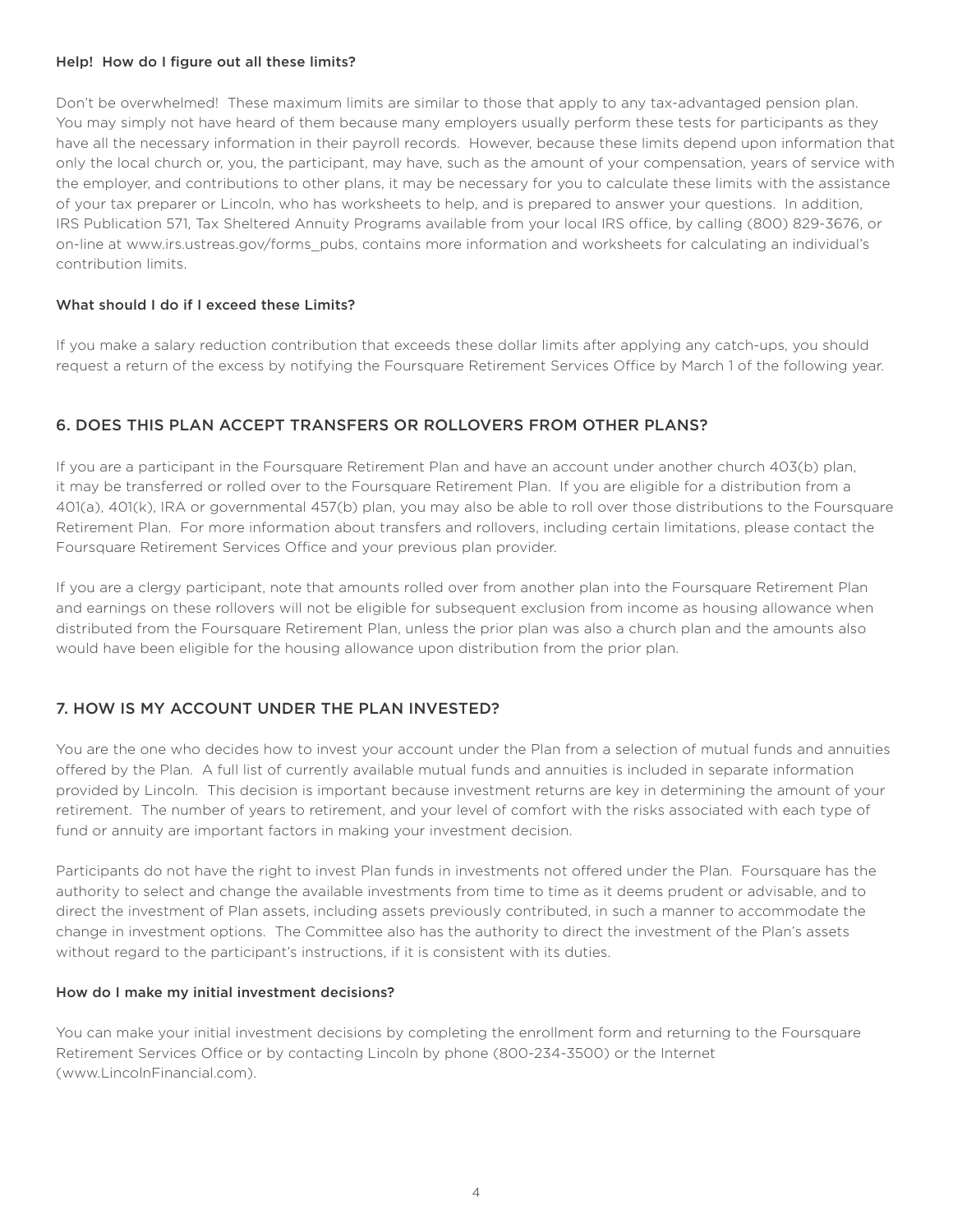#### Help! How do I figure out all these limits?

Don't be overwhelmed! These maximum limits are similar to those that apply to any tax-advantaged pension plan. You may simply not have heard of them because many employers usually perform these tests for participants as they have all the necessary information in their payroll records. However, because these limits depend upon information that only the local church or, you, the participant, may have, such as the amount of your compensation, years of service with the employer, and contributions to other plans, it may be necessary for you to calculate these limits with the assistance of your tax preparer or Lincoln, who has worksheets to help, and is prepared to answer your questions. In addition, IRS Publication 571, Tax Sheltered Annuity Programs available from your local IRS office, by calling (800) 829-3676, or on-line at www.irs.ustreas.gov/forms_pubs, contains more information and worksheets for calculating an individual's contribution limits.

#### What should I do if I exceed these Limits?

If you make a salary reduction contribution that exceeds these dollar limits after applying any catch-ups, you should request a return of the excess by notifying the Foursquare Retirement Services Office by March 1 of the following year.

## 6. DOES THIS PLAN ACCEPT TRANSFERS OR ROLLOVERS FROM OTHER PLANS?

If you are a participant in the Foursquare Retirement Plan and have an account under another church 403(b) plan, it may be transferred or rolled over to the Foursquare Retirement Plan. If you are eligible for a distribution from a 401(a), 401(k), IRA or governmental 457(b) plan, you may also be able to roll over those distributions to the Foursquare Retirement Plan. For more information about transfers and rollovers, including certain limitations, please contact the Foursquare Retirement Services Office and your previous plan provider.

If you are a clergy participant, note that amounts rolled over from another plan into the Foursquare Retirement Plan and earnings on these rollovers will not be eligible for subsequent exclusion from income as housing allowance when distributed from the Foursquare Retirement Plan, unless the prior plan was also a church plan and the amounts also would have been eligible for the housing allowance upon distribution from the prior plan.

## 7. HOW IS MY ACCOUNT UNDER THE PLAN INVESTED?

You are the one who decides how to invest your account under the Plan from a selection of mutual funds and annuities offered by the Plan. A full list of currently available mutual funds and annuities is included in separate information provided by Lincoln. This decision is important because investment returns are key in determining the amount of your retirement. The number of years to retirement, and your level of comfort with the risks associated with each type of fund or annuity are important factors in making your investment decision.

Participants do not have the right to invest Plan funds in investments not offered under the Plan. Foursquare has the authority to select and change the available investments from time to time as it deems prudent or advisable, and to direct the investment of Plan assets, including assets previously contributed, in such a manner to accommodate the change in investment options. The Committee also has the authority to direct the investment of the Plan's assets without regard to the participant's instructions, if it is consistent with its duties.

#### How do I make my initial investment decisions?

You can make your initial investment decisions by completing the enrollment form and returning to the Foursquare Retirement Services Office or by contacting Lincoln by phone (800-234-3500) or the Internet (www.LincolnFinancial.com).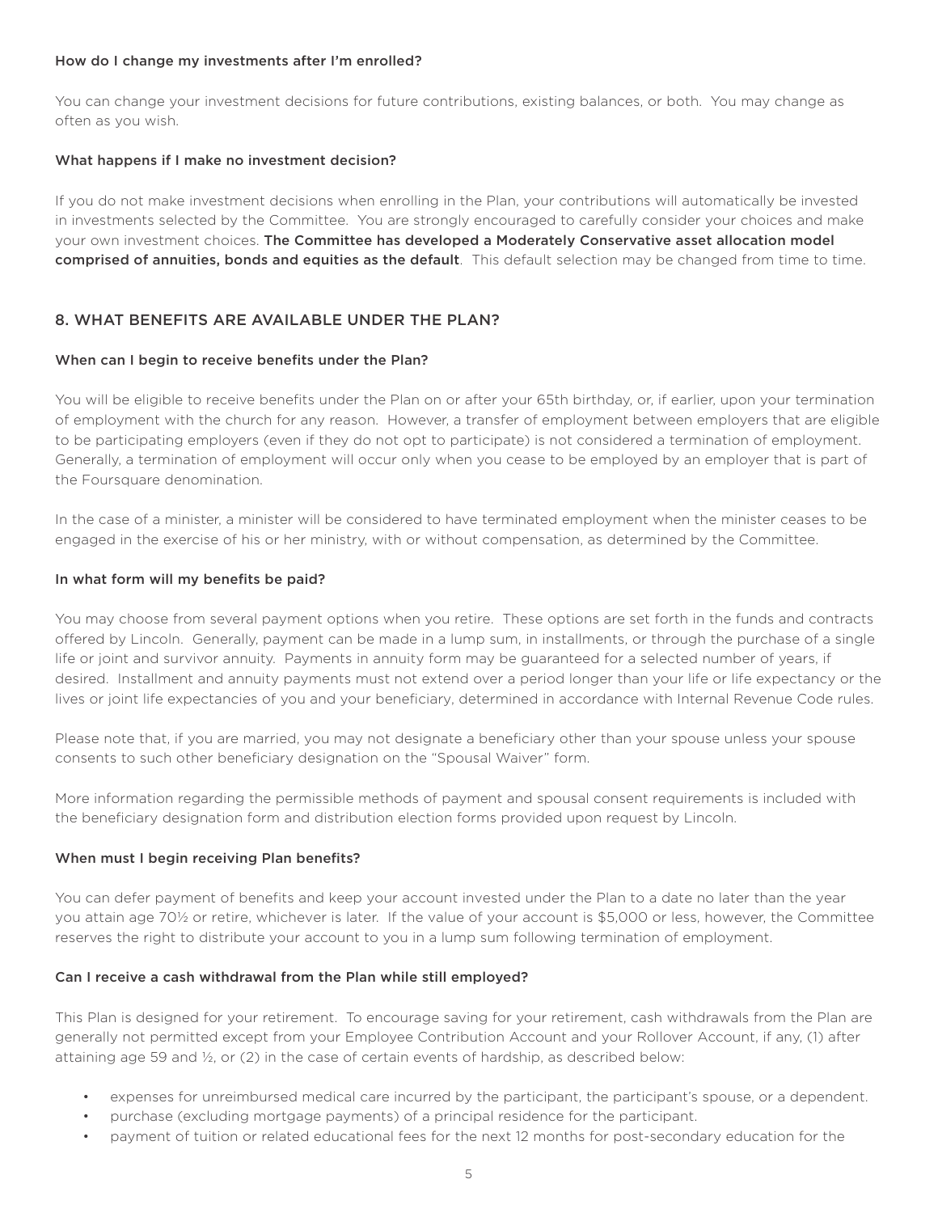#### How do I change my investments after I'm enrolled?

You can change your investment decisions for future contributions, existing balances, or both. You may change as often as you wish.

#### What happens if I make no investment decision?

If you do not make investment decisions when enrolling in the Plan, your contributions will automatically be invested in investments selected by the Committee. You are strongly encouraged to carefully consider your choices and make your own investment choices. **The Committee has developed a Moderately Conservative asset allocation model comprised of annuities, bonds and equities as the default**. This default selection may be changed from time to time.

## 8. WHAT BENEFITS ARE AVAILABLE UNDER THE PLAN?

#### When can I begin to receive benefits under the Plan?

You will be eligible to receive benefits under the Plan on or after your 65th birthday, or, if earlier, upon your termination of employment with the church for any reason. However, a transfer of employment between employers that are eligible to be participating employers (even if they do not opt to participate) is not considered a termination of employment. Generally, a termination of employment will occur only when you cease to be employed by an employer that is part of the Foursquare denomination.

In the case of a minister, a minister will be considered to have terminated employment when the minister ceases to be engaged in the exercise of his or her ministry, with or without compensation, as determined by the Committee.

#### In what form will my benefits be paid?

You may choose from several payment options when you retire. These options are set forth in the funds and contracts offered by Lincoln. Generally, payment can be made in a lump sum, in installments, or through the purchase of a single life or joint and survivor annuity. Payments in annuity form may be guaranteed for a selected number of years, if desired. Installment and annuity payments must not extend over a period longer than your life or life expectancy or the lives or joint life expectancies of you and your beneficiary, determined in accordance with Internal Revenue Code rules.

Please note that, if you are married, you may not designate a beneficiary other than your spouse unless your spouse consents to such other beneficiary designation on the "Spousal Waiver" form.

More information regarding the permissible methods of payment and spousal consent requirements is included with the beneficiary designation form and distribution election forms provided upon request by Lincoln.

#### When must I begin receiving Plan benefits?

You can defer payment of benefits and keep your account invested under the Plan to a date no later than the year you attain age 70½ or retire, whichever is later. If the value of your account is $5,000 or less, however, the Committee reserves the right to distribute your account to you in a lump sum following termination of employment.

#### Can I receive a cash withdrawal from the Plan while still employed?

This Plan is designed for your retirement. To encourage saving for your retirement, cash withdrawals from the Plan are generally not permitted except from your Employee Contribution Account and your Rollover Account, if any, (1) after attaining age 59 and ½, or (2) in the case of certain events of hardship, as described below:

- expenses for unreimbursed medical care incurred by the participant, the participant's spouse, or a dependent.
- purchase (excluding mortgage payments) of a principal residence for the participant.
- payment of tuition or related educational fees for the next 12 months for post-secondary education for the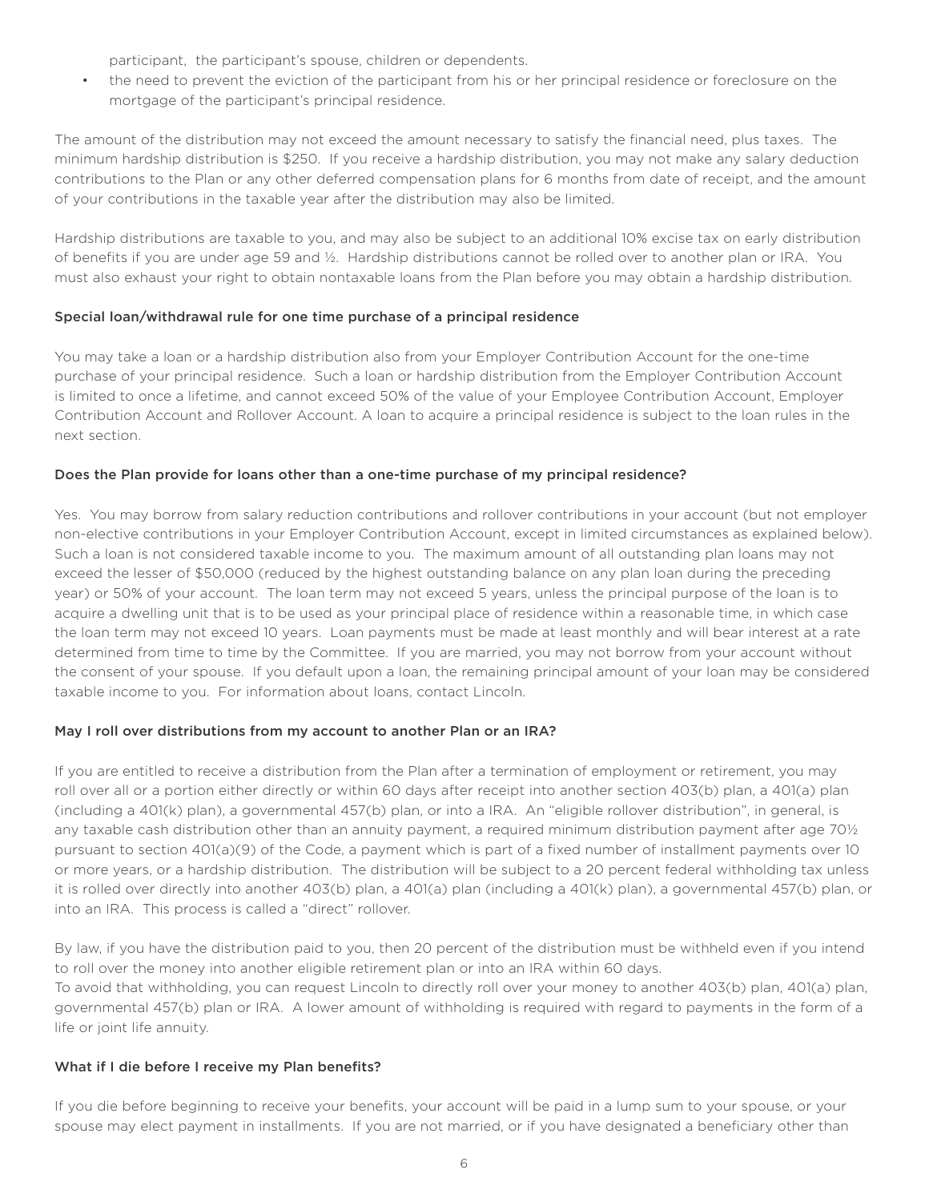participant, the participant's spouse, children or dependents.

- the need to prevent the eviction of the participant from his or her principal residence or foreclosure on the mortgage of the participant's principal residence.

The amount of the distribution may not exceed the amount necessary to satisfy the financial need, plus taxes. The minimum hardship distribution is $250. If you receive a hardship distribution, you may not make any salary deduction contributions to the Plan or any other deferred compensation plans for 6 months from date of receipt, and the amount of your contributions in the taxable year after the distribution may also be limited.

Hardship distributions are taxable to you, and may also be subject to an additional 10% excise tax on early distribution of benefits if you are under age 59 and ½. Hardship distributions cannot be rolled over to another plan or IRA. You must also exhaust your right to obtain nontaxable loans from the Plan before you may obtain a hardship distribution.

### Special loan/withdrawal rule for one time purchase of a principal residence

You may take a loan or a hardship distribution also from your Employer Contribution Account for the one-time purchase of your principal residence. Such a loan or hardship distribution from the Employer Contribution Account is limited to once a lifetime, and cannot exceed 50% of the value of your Employee Contribution Account, Employer Contribution Account and Rollover Account. A loan to acquire a principal residence is subject to the loan rules in the next section.

### Does the Plan provide for loans other than a one-time purchase of my principal residence?

Yes. You may borrow from salary reduction contributions and rollover contributions in your account (but not employer non-elective contributions in your Employer Contribution Account, except in limited circumstances as explained below). Such a loan is not considered taxable income to you. The maximum amount of all outstanding plan loans may not exceed the lesser of $50,000 (reduced by the highest outstanding balance on any plan loan during the preceding year) or 50% of your account. The loan term may not exceed 5 years, unless the principal purpose of the loan is to acquire a dwelling unit that is to be used as your principal place of residence within a reasonable time, in which case the loan term may not exceed 10 years. Loan payments must be made at least monthly and will bear interest at a rate determined from time to time by the Committee. If you are married, you may not borrow from your account without the consent of your spouse. If you default upon a loan, the remaining principal amount of your loan may be considered taxable income to you. For information about loans, contact Lincoln.

### May I roll over distributions from my account to another Plan or an IRA?

If you are entitled to receive a distribution from the Plan after a termination of employment or retirement, you may roll over all or a portion either directly or within 60 days after receipt into another section 403(b) plan, a 401(a) plan (including a 401(k) plan), a governmental 457(b) plan, or into a IRA. An "eligible rollover distribution", in general, is any taxable cash distribution other than an annuity payment, a required minimum distribution payment after age 70½ pursuant to section 401(a)(9) of the Code, a payment which is part of a fixed number of installment payments over 10 or more years, or a hardship distribution. The distribution will be subject to a 20 percent federal withholding tax unless it is rolled over directly into another 403(b) plan, a 401(a) plan (including a 401(k) plan), a governmental 457(b) plan, or into an IRA. This process is called a "direct" rollover.

By law, if you have the distribution paid to you, then 20 percent of the distribution must be withheld even if you intend to roll over the money into another eligible retirement plan or into an IRA within 60 days.
To avoid that withholding, you can request Lincoln to directly roll over your money to another 403(b) plan, 401(a) plan, governmental 457(b) plan or IRA. A lower amount of withholding is required with regard to payments in the form of a life or joint life annuity.

### What if I die before I receive my Plan benefits?

If you die before beginning to receive your benefits, your account will be paid in a lump sum to your spouse, or your spouse may elect payment in installments. If you are not married, or if you have designated a beneficiary other than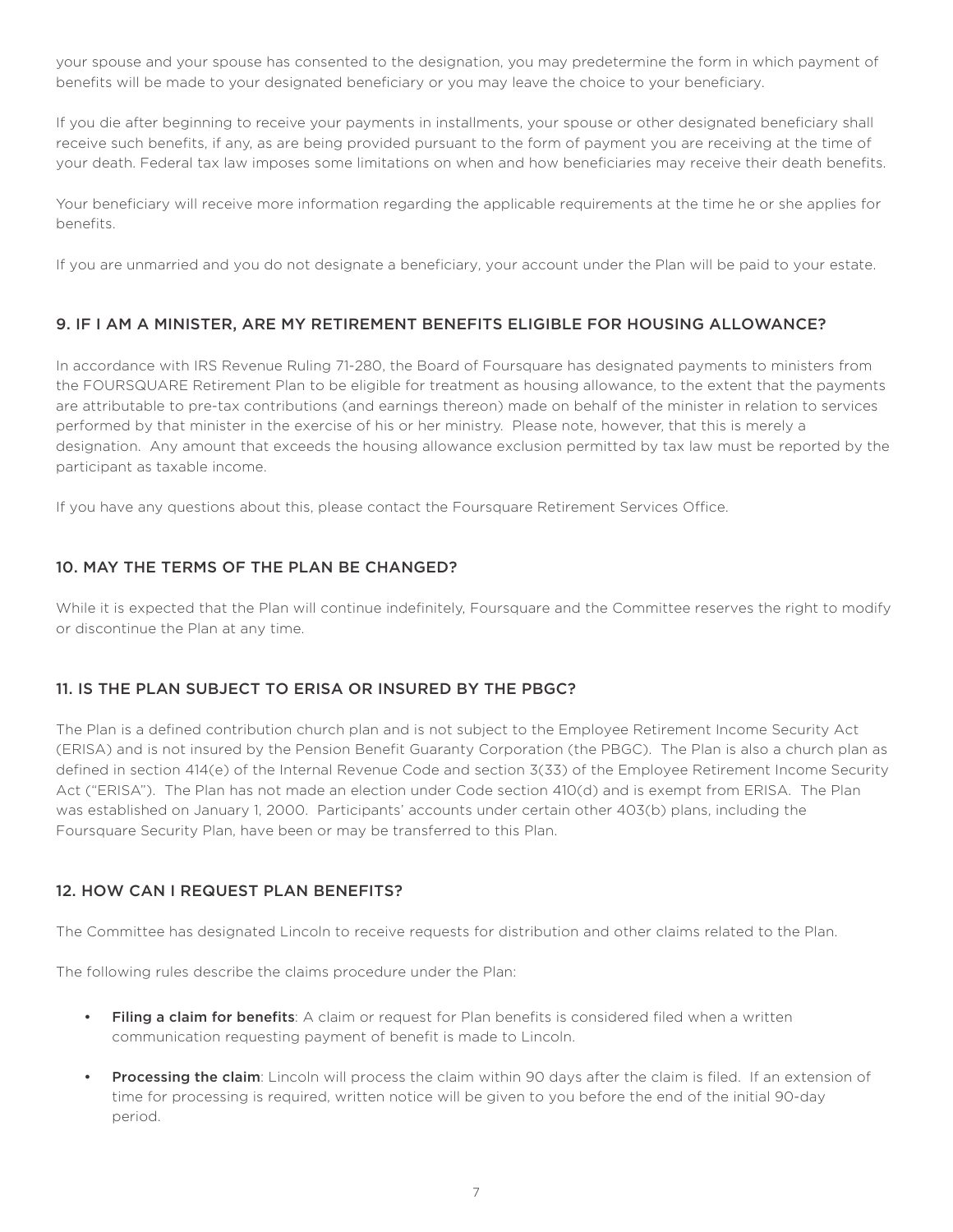your spouse and your spouse has consented to the designation, you may predetermine the form in which payment of benefits will be made to your designated beneficiary or you may leave the choice to your beneficiary.

If you die after beginning to receive your payments in installments, your spouse or other designated beneficiary shall receive such benefits, if any, as are being provided pursuant to the form of payment you are receiving at the time of your death. Federal tax law imposes some limitations on when and how beneficiaries may receive their death benefits.

Your beneficiary will receive more information regarding the applicable requirements at the time he or she applies for benefits.

If you are unmarried and you do not designate a beneficiary, your account under the Plan will be paid to your estate.

## 9. IF I AM A MINISTER, ARE MY RETIREMENT BENEFITS ELIGIBLE FOR HOUSING ALLOWANCE?

In accordance with IRS Revenue Ruling 71-280, the Board of Foursquare has designated payments to ministers from the FOURSQUARE Retirement Plan to be eligible for treatment as housing allowance, to the extent that the payments are attributable to pre-tax contributions (and earnings thereon) made on behalf of the minister in relation to services performed by that minister in the exercise of his or her ministry. Please note, however, that this is merely a designation. Any amount that exceeds the housing allowance exclusion permitted by tax law must be reported by the participant as taxable income.

If you have any questions about this, please contact the Foursquare Retirement Services Office.

## 10. MAY THE TERMS OF THE PLAN BE CHANGED?

While it is expected that the Plan will continue indefinitely, Foursquare and the Committee reserves the right to modify or discontinue the Plan at any time.

## 11. IS THE PLAN SUBJECT TO ERISA OR INSURED BY THE PBGC?

The Plan is a defined contribution church plan and is not subject to the Employee Retirement Income Security Act (ERISA) and is not insured by the Pension Benefit Guaranty Corporation (the PBGC). The Plan is also a church plan as defined in section 414(e) of the Internal Revenue Code and section 3(33) of the Employee Retirement Income Security Act ("ERISA"). The Plan has not made an election under Code section 410(d) and is exempt from ERISA. The Plan was established on January 1, 2000. Participants' accounts under certain other 403(b) plans, including the Foursquare Security Plan, have been or may be transferred to this Plan.

## 12. HOW CAN I REQUEST PLAN BENEFITS?

The Committee has designated Lincoln to receive requests for distribution and other claims related to the Plan.

The following rules describe the claims procedure under the Plan:

- **Filing a claim for benefits**: A claim or request for Plan benefits is considered filed when a written communication requesting payment of benefit is made to Lincoln.
- **Processing the claim**: Lincoln will process the claim within 90 days after the claim is filed. If an extension of time for processing is required, written notice will be given to you before the end of the initial 90-day period.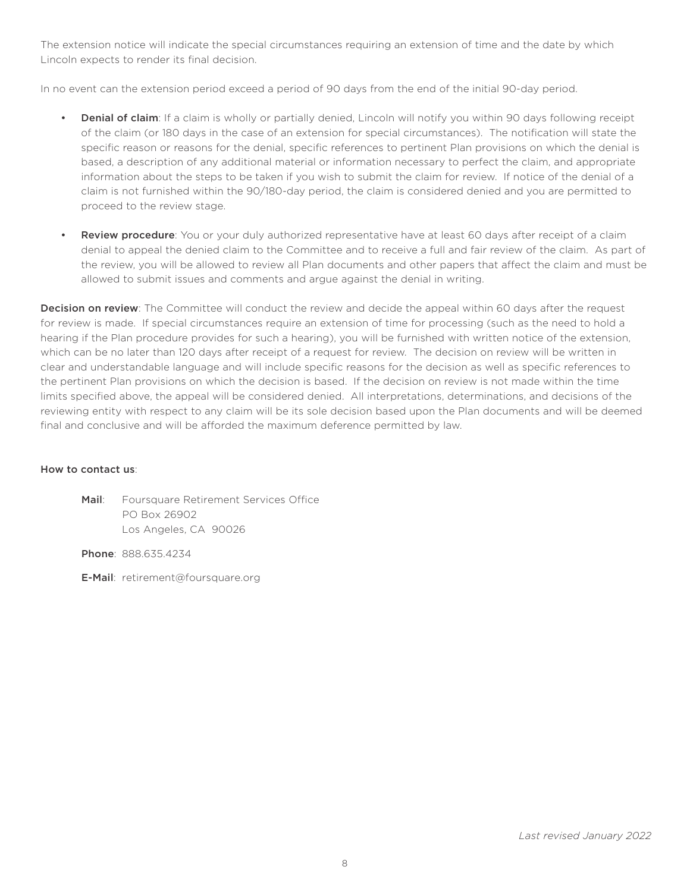The extension notice will indicate the special circumstances requiring an extension of time and the date by which Lincoln expects to render its final decision.

In no event can the extension period exceed a period of 90 days from the end of the initial 90-day period.

- **Denial of claim**: If a claim is wholly or partially denied, Lincoln will notify you within 90 days following receipt of the claim (or 180 days in the case of an extension for special circumstances). The notification will state the specific reason or reasons for the denial, specific references to pertinent Plan provisions on which the denial is based, a description of any additional material or information necessary to perfect the claim, and appropriate information about the steps to be taken if you wish to submit the claim for review. If notice of the denial of a claim is not furnished within the 90/180-day period, the claim is considered denied and you are permitted to proceed to the review stage.
- **Review procedure**: You or your duly authorized representative have at least 60 days after receipt of a claim denial to appeal the denied claim to the Committee and to receive a full and fair review of the claim. As part of the review, you will be allowed to review all Plan documents and other papers that affect the claim and must be allowed to submit issues and comments and argue against the denial in writing.

**Decision on review**: The Committee will conduct the review and decide the appeal within 60 days after the request for review is made. If special circumstances require an extension of time for processing (such as the need to hold a hearing if the Plan procedure provides for such a hearing), you will be furnished with written notice of the extension, which can be no later than 120 days after receipt of a request for review. The decision on review will be written in clear and understandable language and will include specific reasons for the decision as well as specific references to the pertinent Plan provisions on which the decision is based. If the decision on review is not made within the time limits specified above, the appeal will be considered denied. All interpretations, determinations, and decisions of the reviewing entity with respect to any claim will be its sole decision based upon the Plan documents and will be deemed final and conclusive and will be afforded the maximum deference permitted by law.

**How to contact us**:

**Mail**: Foursquare Retirement Services Office
PO Box 26902
Los Angeles, CA 90026

**Phone**: 888.635.4234

**E-Mail**: retirement@foursquare.org

*Last revised January 2022*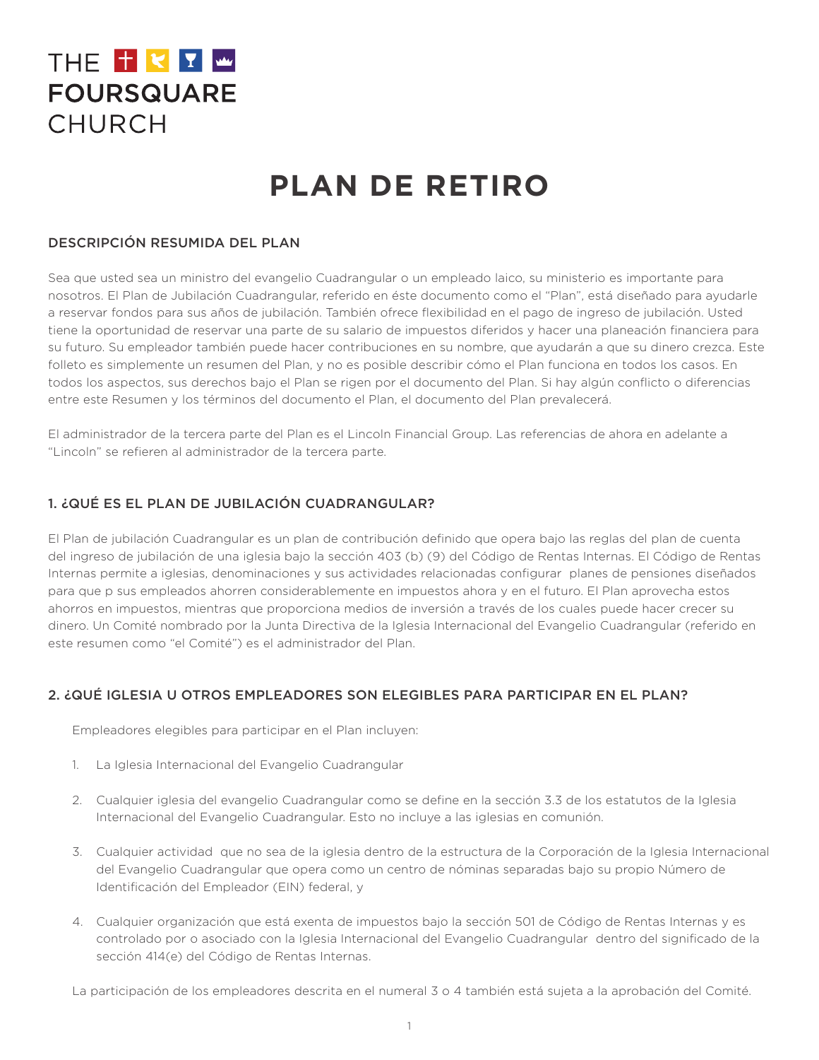THE
FOURSQUARE
CHURCH

# PLAN DE RETIRO

## DESCRIPCIÓN RESUMIDA DEL PLAN

Sea que usted sea un ministro del evangelio Cuadrangular o un empleado laico, su ministerio es importante para nosotros. El Plan de Jubilación Cuadrangular, referido en éste documento como el "Plan", está diseñado para ayudarle a reservar fondos para sus años de jubilación. También ofrece flexibilidad en el pago de ingreso de jubilación. Usted tiene la oportunidad de reservar una parte de su salario de impuestos diferidos y hacer una planeación financiera para su futuro. Su empleador también puede hacer contribuciones en su nombre, que ayudarán a que su dinero crezca. Este folleto es simplemente un resumen del Plan, y no es posible describir cómo el Plan funciona en todos los casos. En todos los aspectos, sus derechos bajo el Plan se rigen por el documento del Plan. Si hay algún conflicto o diferencias entre este Resumen y los términos del documento el Plan, el documento del Plan prevalecerá.

El administrador de la tercera parte del Plan es el Lincoln Financial Group. Las referencias de ahora en adelante a "Lincoln" se refieren al administrador de la tercera parte.

## 1. ¿QUÉ ES EL PLAN DE JUBILACIÓN CUADRANGULAR?

El Plan de jubilación Cuadrangular es un plan de contribución definido que opera bajo las reglas del plan de cuenta del ingreso de jubilación de una iglesia bajo la sección 403 (b) (9) del Código de Rentas Internas. El Código de Rentas Internas permite a iglesias, denominaciones y sus actividades relacionadas configurar planes de pensiones diseñados para que p sus empleados ahorren considerablemente en impuestos ahora y en el futuro. El Plan aprovecha estos ahorros en impuestos, mientras que proporciona medios de inversión a través de los cuales puede hacer crecer su dinero. Un Comité nombrado por la Junta Directiva de la Iglesia Internacional del Evangelio Cuadrangular (referido en este resumen como "el Comité") es el administrador del Plan.

## 2. ¿QUÉ IGLESIA U OTROS EMPLEADORES SON ELEGIBLES PARA PARTICIPAR EN EL PLAN?

Empleadores elegibles para participar en el Plan incluyen:

1. La Iglesia Internacional del Evangelio Cuadrangular
2. Cualquier iglesia del evangelio Cuadrangular como se define en la sección 3.3 de los estatutos de la Iglesia Internacional del Evangelio Cuadrangular. Esto no incluye a las iglesias en comunión.
3. Cualquier actividad que no sea de la iglesia dentro de la estructura de la Corporación de la Iglesia Internacional del Evangelio Cuadrangular que opera como un centro de nóminas separadas bajo su propio Número de Identificación del Empleador (EIN) federal, y
4. Cualquier organización que está exenta de impuestos bajo la sección 501 de Código de Rentas Internas y es controlado por o asociado con la Iglesia Internacional del Evangelio Cuadrangular dentro del significado de la sección 414(e) del Código de Rentas Internas.

La participación de los empleadores descrita en el numeral 3 o 4 también está sujeta a la aprobación del Comité.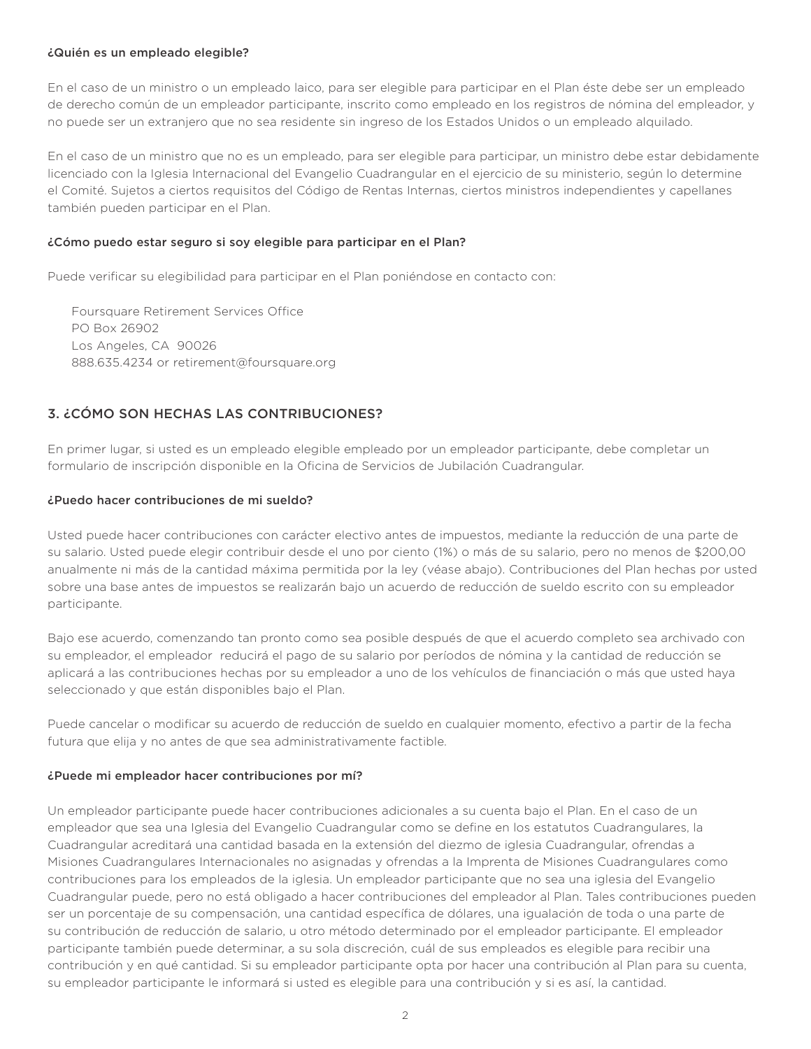**¿Quién es un empleado elegible?**

En el caso de un ministro o un empleado laico, para ser elegible para participar en el Plan éste debe ser un empleado de derecho común de un empleador participante, inscrito como empleado en los registros de nómina del empleador, y no puede ser un extranjero que no sea residente sin ingreso de los Estados Unidos o un empleado alquilado.

En el caso de un ministro que no es un empleado, para ser elegible para participar, un ministro debe estar debidamente licenciado con la Iglesia Internacional del Evangelio Cuadrangular en el ejercicio de su ministerio, según lo determine el Comité. Sujetos a ciertos requisitos del Código de Rentas Internas, ciertos ministros independientes y capellanes también pueden participar en el Plan.

**¿Cómo puedo estar seguro si soy elegible para participar en el Plan?**

Puede verificar su elegibilidad para participar en el Plan poniéndose en contacto con:

Foursquare Retirement Services Office
PO Box 26902
Los Angeles, CA 90026
888.635.4234 or retirement@foursquare.org

## 3. ¿CÓMO SON HECHAS LAS CONTRIBUCIONES?

En primer lugar, si usted es un empleado elegible empleado por un empleador participante, debe completar un formulario de inscripción disponible en la Oficina de Servicios de Jubilación Cuadrangular.

**¿Puedo hacer contribuciones de mi sueldo?**

Usted puede hacer contribuciones con carácter electivo antes de impuestos, mediante la reducción de una parte de su salario. Usted puede elegir contribuir desde el uno por ciento (1%) o más de su salario, pero no menos de $200,00 anualmente ni más de la cantidad máxima permitida por la ley (véase abajo). Contribuciones del Plan hechas por usted sobre una base antes de impuestos se realizarán bajo un acuerdo de reducción de sueldo escrito con su empleador participante.

Bajo ese acuerdo, comenzando tan pronto como sea posible después de que el acuerdo completo sea archivado con su empleador, el empleador reducirá el pago de su salario por períodos de nómina y la cantidad de reducción se aplicará a las contribuciones hechas por su empleador a uno de los vehículos de financiación o más que usted haya seleccionado y que están disponibles bajo el Plan.

Puede cancelar o modificar su acuerdo de reducción de sueldo en cualquier momento, efectivo a partir de la fecha futura que elija y no antes de que sea administrativamente factible.

**¿Puede mi empleador hacer contribuciones por mí?**

Un empleador participante puede hacer contribuciones adicionales a su cuenta bajo el Plan. En el caso de un empleador que sea una Iglesia del Evangelio Cuadrangular como se define en los estatutos Cuadrangulares, la Cuadrangular acreditará una cantidad basada en la extensión del diezmo de iglesia Cuadrangular, ofrendas a Misiones Cuadrangulares Internacionales no asignadas y ofrendas a la Imprenta de Misiones Cuadrangulares como contribuciones para los empleados de la iglesia. Un empleador participante que no sea una iglesia del Evangelio Cuadrangular puede, pero no está obligado a hacer contribuciones del empleador al Plan. Tales contribuciones pueden ser un porcentaje de su compensación, una cantidad específica de dólares, una igualación de toda o una parte de su contribución de reducción de salario, u otro método determinado por el empleador participante. El empleador participante también puede determinar, a su sola discreción, cuál de sus empleados es elegible para recibir una contribución y en qué cantidad. Si su empleador participante opta por hacer una contribución al Plan para su cuenta, su empleador participante le informará si usted es elegible para una contribución y si es así, la cantidad.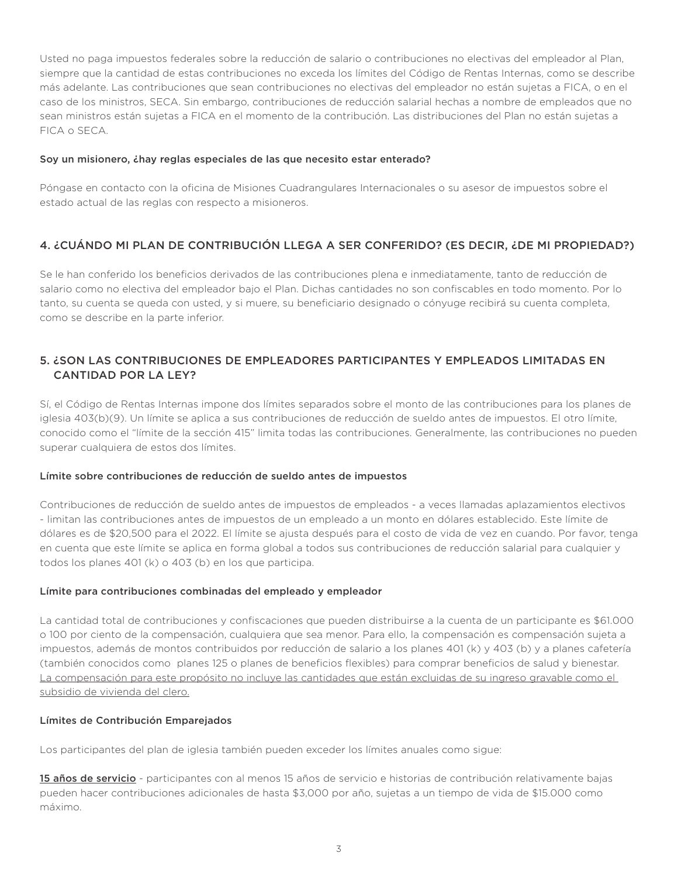Usted no paga impuestos federales sobre la reducción de salario o contribuciones no electivas del empleador al Plan, siempre que la cantidad de estas contribuciones no exceda los límites del Código de Rentas Internas, como se describe más adelante. Las contribuciones que sean contribuciones no electivas del empleador no están sujetas a FICA, o en el caso de los ministros, SECA. Sin embargo, contribuciones de reducción salarial hechas a nombre de empleados que no sean ministros están sujetas a FICA en el momento de la contribución. Las distribuciones del Plan no están sujetas a FICA o SECA.

### Soy un misionero, ¿hay reglas especiales de las que necesito estar enterado?

Póngase en contacto con la oficina de Misiones Cuadrangulares Internacionales o su asesor de impuestos sobre el estado actual de las reglas con respecto a misioneros.

## 4. ¿CUÁNDO MI PLAN DE CONTRIBUCIÓN LLEGA A SER CONFERIDO? (ES DECIR, ¿DE MI PROPIEDAD?)

Se le han conferido los beneficios derivados de las contribuciones plena e inmediatamente, tanto de reducción de salario como no electiva del empleador bajo el Plan. Dichas cantidades no son confiscables en todo momento. Por lo tanto, su cuenta se queda con usted, y si muere, su beneficiario designado o cónyuge recibirá su cuenta completa, como se describe en la parte inferior.

## 5. ¿SON LAS CONTRIBUCIONES DE EMPLEADORES PARTICIPANTES Y EMPLEADOS LIMITADAS EN CANTIDAD POR LA LEY?

Sí, el Código de Rentas Internas impone dos límites separados sobre el monto de las contribuciones para los planes de iglesia 403(b)(9). Un límite se aplica a sus contribuciones de reducción de sueldo antes de impuestos. El otro límite, conocido como el "límite de la sección 415" limita todas las contribuciones. Generalmente, las contribuciones no pueden superar cualquiera de estos dos límites.

### Límite sobre contribuciones de reducción de sueldo antes de impuestos

Contribuciones de reducción de sueldo antes de impuestos de empleados - a veces llamadas aplazamientos electivos - limitan las contribuciones antes de impuestos de un empleado a un monto en dólares establecido. Este límite de dólares es de $20,500 para el 2022. El límite se ajusta después para el costo de vida de vez en cuando. Por favor, tenga en cuenta que este límite se aplica en forma global a todos sus contribuciones de reducción salarial para cualquier y todos los planes 401 (k) o 403 (b) en los que participa.

### Límite para contribuciones combinadas del empleado y empleador

La cantidad total de contribuciones y confiscaciones que pueden distribuirse a la cuenta de un participante es $61.000 o 100 por ciento de la compensación, cualquiera que sea menor. Para ello, la compensación es compensación sujeta a impuestos, además de montos contribuidos por reducción de salario a los planes 401 (k) y 403 (b) y a planes cafetería (también conocidos como planes 125 o planes de beneficios flexibles) para comprar beneficios de salud y bienestar. <u>La compensación para este propósito no incluye las cantidades que están excluidas de su ingreso gravable como el subsidio de vivienda del clero.</u>

### Límites de Contribución Emparejados

Los participantes del plan de iglesia también pueden exceder los límites anuales como sigue:

<u>15 años de servicio</u> - participantes con al menos 15 años de servicio e historias de contribución relativamente bajas pueden hacer contribuciones adicionales de hasta $3,000 por año, sujetas a un tiempo de vida de $15.000 como máximo.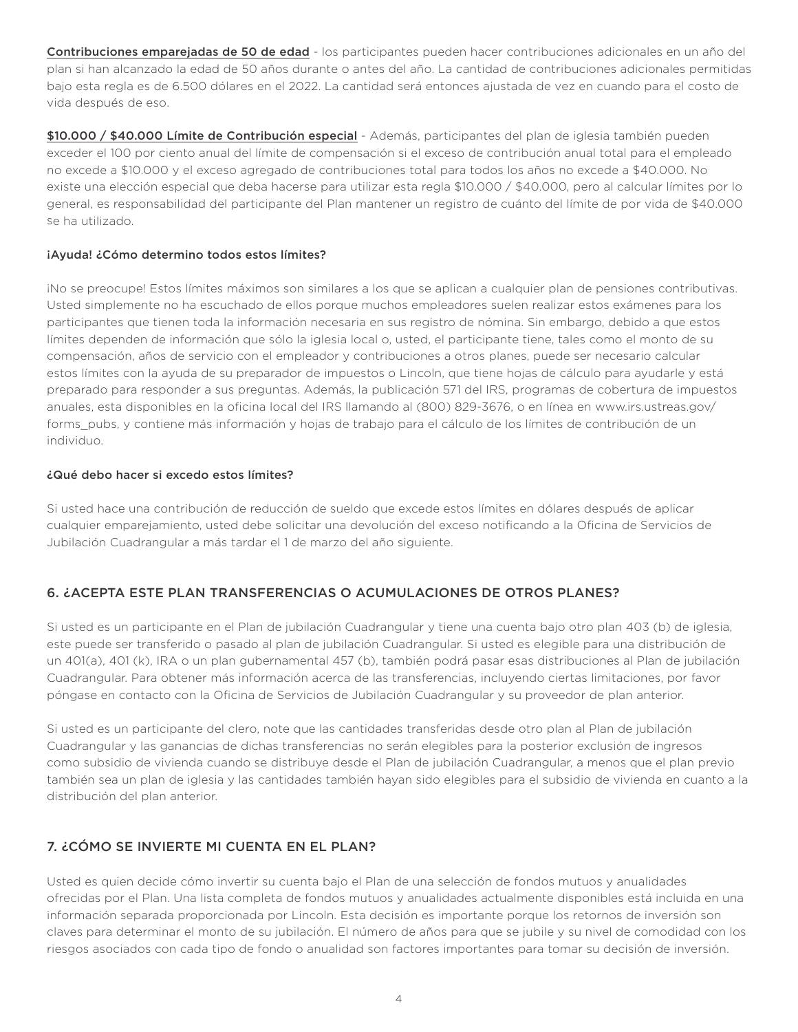**Contribuciones emparejadas de 50 de edad** - los participantes pueden hacer contribuciones adicionales en un año del plan si han alcanzado la edad de 50 años durante o antes del año. La cantidad de contribuciones adicionales permitidas bajo esta regla es de 6.500 dólares en el 2022. La cantidad será entonces ajustada de vez en cuando para el costo de vida después de eso.

**$10.000 / $40.000 Límite de Contribución especial** - Además, participantes del plan de iglesia también pueden exceder el 100 por ciento anual del límite de compensación si el exceso de contribución anual total para el empleado no excede a $10.000 y el exceso agregado de contribuciones total para todos los años no excede a $40.000. No existe una elección especial que deba hacerse para utilizar esta regla $10.000 / $40.000, pero al calcular límites por lo general, es responsabilidad del participante del Plan mantener un registro de cuánto del límite de por vida de $40.000 se ha utilizado.

#### ¡Ayuda! ¿Cómo determino todos estos límites?

¡No se preocupe! Estos límites máximos son similares a los que se aplican a cualquier plan de pensiones contributivas. Usted simplemente no ha escuchado de ellos porque muchos empleadores suelen realizar estos exámenes para los participantes que tienen toda la información necesaria en sus registro de nómina. Sin embargo, debido a que estos límites dependen de información que sólo la iglesia local o, usted, el participante tiene, tales como el monto de su compensación, años de servicio con el empleador y contribuciones a otros planes, puede ser necesario calcular estos límites con la ayuda de su preparador de impuestos o Lincoln, que tiene hojas de cálculo para ayudarle y está preparado para responder a sus preguntas. Además, la publicación 571 del IRS, programas de cobertura de impuestos anuales, esta disponibles en la oficina local del IRS llamando al (800) 829-3676, o en línea en www.irs.ustreas.gov/forms_pubs, y contiene más información y hojas de trabajo para el cálculo de los límites de contribución de un individuo.

#### ¿Qué debo hacer si excedo estos límites?

Si usted hace una contribución de reducción de sueldo que excede estos límites en dólares después de aplicar cualquier emparejamiento, usted debe solicitar una devolución del exceso notificando a la Oficina de Servicios de Jubilación Cuadrangular a más tardar el 1 de marzo del año siguiente.

## 6. ¿ACEPTA ESTE PLAN TRANSFERENCIAS O ACUMULACIONES DE OTROS PLANES?

Si usted es un participante en el Plan de jubilación Cuadrangular y tiene una cuenta bajo otro plan 403 (b) de iglesia, este puede ser transferido o pasado al plan de jubilación Cuadrangular. Si usted es elegible para una distribución de un 401(a), 401 (k), IRA o un plan gubernamental 457 (b), también podrá pasar esas distribuciones al Plan de jubilación Cuadrangular. Para obtener más información acerca de las transferencias, incluyendo ciertas limitaciones, por favor póngase en contacto con la Oficina de Servicios de Jubilación Cuadrangular y su proveedor de plan anterior.

Si usted es un participante del clero, note que las cantidades transferidas desde otro plan al Plan de jubilación Cuadrangular y las ganancias de dichas transferencias no serán elegibles para la posterior exclusión de ingresos como subsidio de vivienda cuando se distribuye desde el Plan de jubilación Cuadrangular, a menos que el plan previo también sea un plan de iglesia y las cantidades también hayan sido elegibles para el subsidio de vivienda en cuanto a la distribución del plan anterior.

## 7. ¿CÓMO SE INVIERTE MI CUENTA EN EL PLAN?

Usted es quien decide cómo invertir su cuenta bajo el Plan de una selección de fondos mutuos y anualidades ofrecidas por el Plan. Una lista completa de fondos mutuos y anualidades actualmente disponibles está incluida en una información separada proporcionada por Lincoln. Esta decisión es importante porque los retornos de inversión son claves para determinar el monto de su jubilación. El número de años para que se jubile y su nivel de comodidad con los riesgos asociados con cada tipo de fondo o anualidad son factores importantes para tomar su decisión de inversión.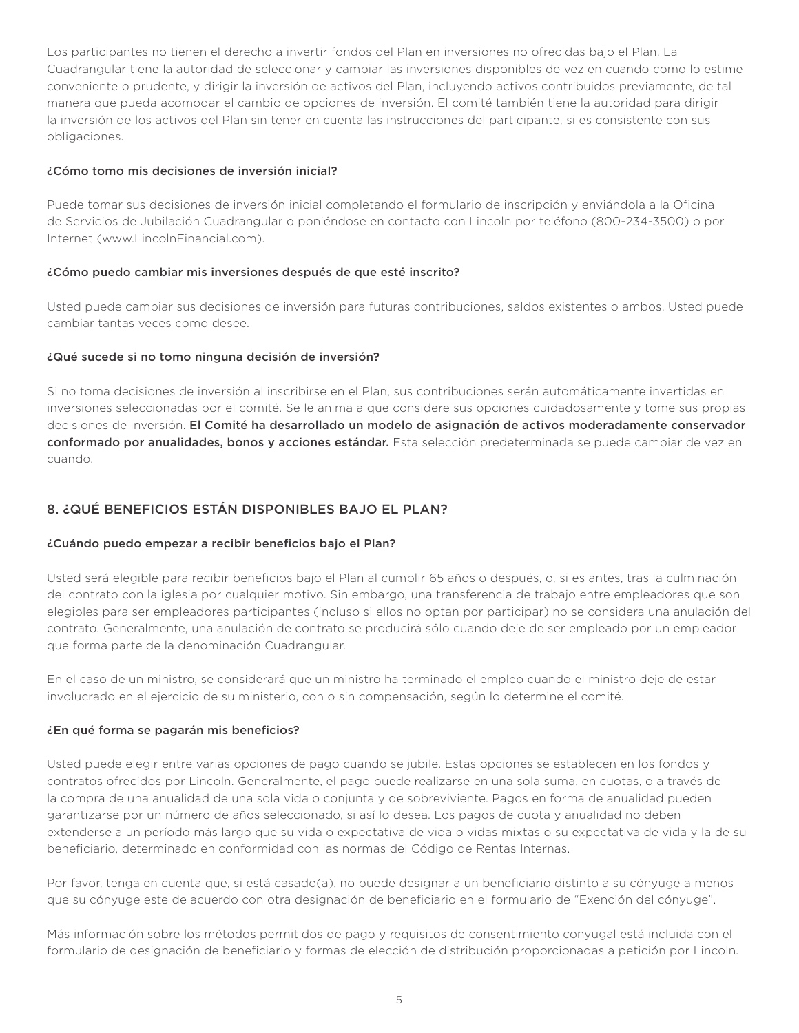Los participantes no tienen el derecho a invertir fondos del Plan en inversiones no ofrecidas bajo el Plan. La Cuadrangular tiene la autoridad de seleccionar y cambiar las inversiones disponibles de vez en cuando como lo estime conveniente o prudente, y dirigir la inversión de activos del Plan, incluyendo activos contribuidos previamente, de tal manera que pueda acomodar el cambio de opciones de inversión. El comité también tiene la autoridad para dirigir la inversión de los activos del Plan sin tener en cuenta las instrucciones del participante, si es consistente con sus obligaciones.

### ¿Cómo tomo mis decisiones de inversión inicial?

Puede tomar sus decisiones de inversión inicial completando el formulario de inscripción y enviándola a la Oficina de Servicios de Jubilación Cuadrangular o poniéndose en contacto con Lincoln por teléfono (800-234-3500) o por Internet (www.LincolnFinancial.com).

### ¿Cómo puedo cambiar mis inversiones después de que esté inscrito?

Usted puede cambiar sus decisiones de inversión para futuras contribuciones, saldos existentes o ambos. Usted puede cambiar tantas veces como desee.

### ¿Qué sucede si no tomo ninguna decisión de inversión?

Si no toma decisiones de inversión al inscribirse en el Plan, sus contribuciones serán automáticamente invertidas en inversiones seleccionadas por el comité. Se le anima a que considere sus opciones cuidadosamente y tome sus propias decisiones de inversión. **El Comité ha desarrollado un modelo de asignación de activos moderadamente conservador conformado por anualidades, bonos y acciones estándar.** Esta selección predeterminada se puede cambiar de vez en cuando.

## 8. ¿QUÉ BENEFICIOS ESTÁN DISPONIBLES BAJO EL PLAN?

### ¿Cuándo puedo empezar a recibir beneficios bajo el Plan?

Usted será elegible para recibir beneficios bajo el Plan al cumplir 65 años o después, o, si es antes, tras la culminación del contrato con la iglesia por cualquier motivo. Sin embargo, una transferencia de trabajo entre empleadores que son elegibles para ser empleadores participantes (incluso si ellos no optan por participar) no se considera una anulación del contrato. Generalmente, una anulación de contrato se producirá sólo cuando deje de ser empleado por un empleador que forma parte de la denominación Cuadrangular.

En el caso de un ministro, se considerará que un ministro ha terminado el empleo cuando el ministro deje de estar involucrado en el ejercicio de su ministerio, con o sin compensación, según lo determine el comité.

### ¿En qué forma se pagarán mis beneficios?

Usted puede elegir entre varias opciones de pago cuando se jubile. Estas opciones se establecen en los fondos y contratos ofrecidos por Lincoln. Generalmente, el pago puede realizarse en una sola suma, en cuotas, o a través de la compra de una anualidad de una sola vida o conjunta y de sobreviviente. Pagos en forma de anualidad pueden garantizarse por un número de años seleccionado, si así lo desea. Los pagos de cuota y anualidad no deben extenderse a un período más largo que su vida o expectativa de vida o vidas mixtas o su expectativa de vida y la de su beneficiario, determinado en conformidad con las normas del Código de Rentas Internas.

Por favor, tenga en cuenta que, si está casado(a), no puede designar a un beneficiario distinto a su cónyuge a menos que su cónyuge este de acuerdo con otra designación de beneficiario en el formulario de "Exención del cónyuge".

Más información sobre los métodos permitidos de pago y requisitos de consentimiento conyugal está incluida con el formulario de designación de beneficiario y formas de elección de distribución proporcionadas a petición por Lincoln.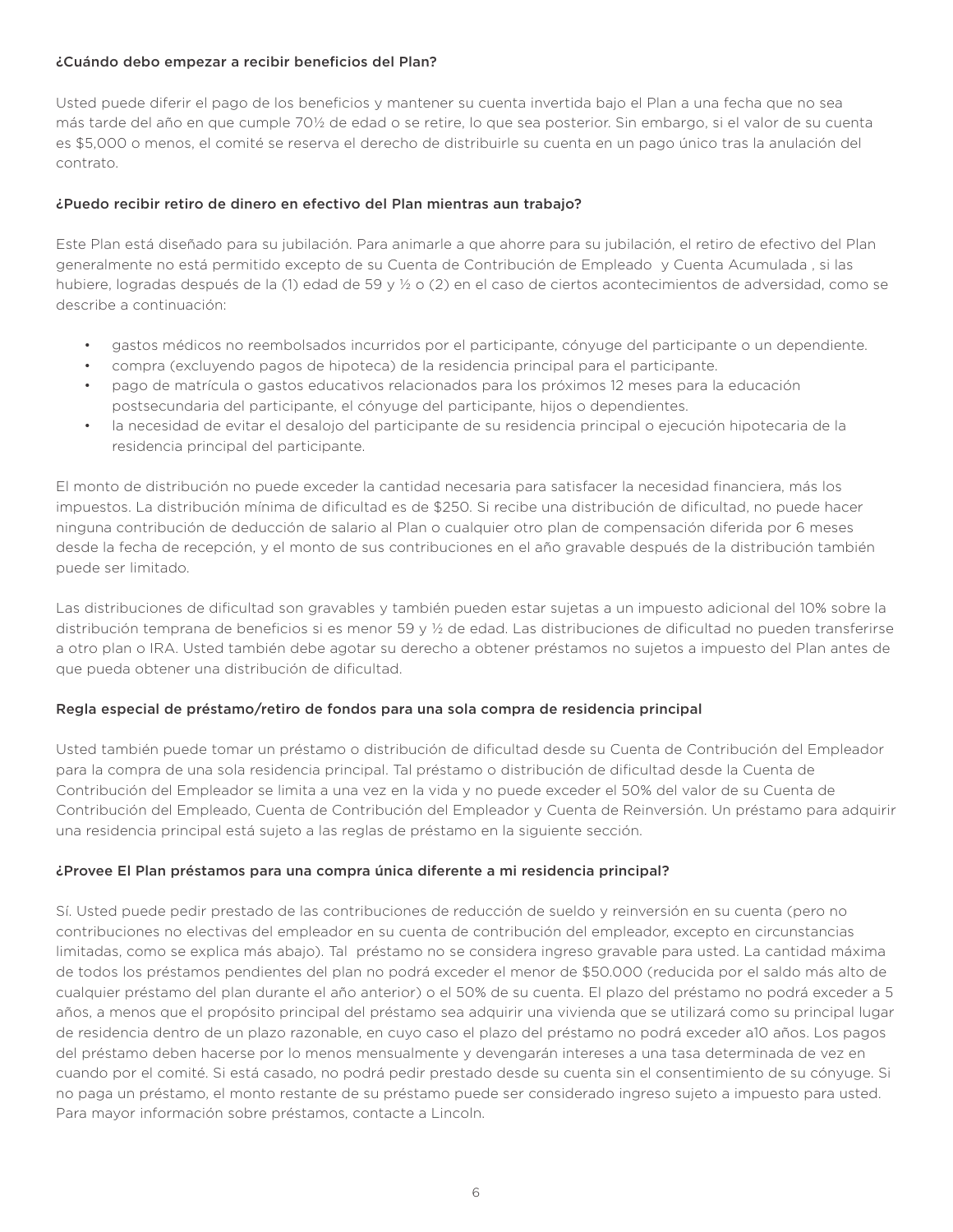**¿Cuándo debo empezar a recibir beneficios del Plan?**

Usted puede diferir el pago de los beneficios y mantener su cuenta invertida bajo el Plan a una fecha que no sea más tarde del año en que cumple 70½ de edad o se retire, lo que sea posterior. Sin embargo, si el valor de su cuenta es $5,000 o menos, el comité se reserva el derecho de distribuirle su cuenta en un pago único tras la anulación del contrato.

**¿Puedo recibir retiro de dinero en efectivo del Plan mientras aun trabajo?**

Este Plan está diseñado para su jubilación. Para animarle a que ahorre para su jubilación, el retiro de efectivo del Plan generalmente no está permitido excepto de su Cuenta de Contribución de Empleado y Cuenta Acumulada , si las hubiere, logradas después de la (1) edad de 59 y ½ o (2) en el caso de ciertos acontecimientos de adversidad, como se describe a continuación:

- gastos médicos no reembolsados incurridos por el participante, cónyuge del participante o un dependiente.
- compra (excluyendo pagos de hipoteca) de la residencia principal para el participante.
- pago de matrícula o gastos educativos relacionados para los próximos 12 meses para la educación postsecundaria del participante, el cónyuge del participante, hijos o dependientes.
- la necesidad de evitar el desalojo del participante de su residencia principal o ejecución hipotecaria de la residencia principal del participante.

El monto de distribución no puede exceder la cantidad necesaria para satisfacer la necesidad financiera, más los impuestos. La distribución mínima de dificultad es de $250. Si recibe una distribución de dificultad, no puede hacer ninguna contribución de deducción de salario al Plan o cualquier otro plan de compensación diferida por 6 meses desde la fecha de recepción, y el monto de sus contribuciones en el año gravable después de la distribución también puede ser limitado.

Las distribuciones de dificultad son gravables y también pueden estar sujetas a un impuesto adicional del 10% sobre la distribución temprana de beneficios si es menor 59 y ½ de edad. Las distribuciones de dificultad no pueden transferirse a otro plan o IRA. Usted también debe agotar su derecho a obtener préstamos no sujetos a impuesto del Plan antes de que pueda obtener una distribución de dificultad.

**Regla especial de préstamo/retiro de fondos para una sola compra de residencia principal**

Usted también puede tomar un préstamo o distribución de dificultad desde su Cuenta de Contribución del Empleador para la compra de una sola residencia principal. Tal préstamo o distribución de dificultad desde la Cuenta de Contribución del Empleador se limita a una vez en la vida y no puede exceder el 50% del valor de su Cuenta de Contribución del Empleado, Cuenta de Contribución del Empleador y Cuenta de Reinversión. Un préstamo para adquirir una residencia principal está sujeto a las reglas de préstamo en la siguiente sección.

**¿Provee El Plan préstamos para una compra única diferente a mi residencia principal?**

Sí. Usted puede pedir prestado de las contribuciones de reducción de sueldo y reinversión en su cuenta (pero no contribuciones no electivas del empleador en su cuenta de contribución del empleador, excepto en circunstancias limitadas, como se explica más abajo). Tal préstamo no se considera ingreso gravable para usted. La cantidad máxima de todos los préstamos pendientes del plan no podrá exceder el menor de $50.000 (reducida por el saldo más alto de cualquier préstamo del plan durante el año anterior) o el 50% de su cuenta. El plazo del préstamo no podrá exceder a 5 años, a menos que el propósito principal del préstamo sea adquirir una vivienda que se utilizará como su principal lugar de residencia dentro de un plazo razonable, en cuyo caso el plazo del préstamo no podrá exceder a10 años. Los pagos del préstamo deben hacerse por lo menos mensualmente y devengarán intereses a una tasa determinada de vez en cuando por el comité. Si está casado, no podrá pedir prestado desde su cuenta sin el consentimiento de su cónyuge. Si no paga un préstamo, el monto restante de su préstamo puede ser considerado ingreso sujeto a impuesto para usted. Para mayor información sobre préstamos, contacte a Lincoln.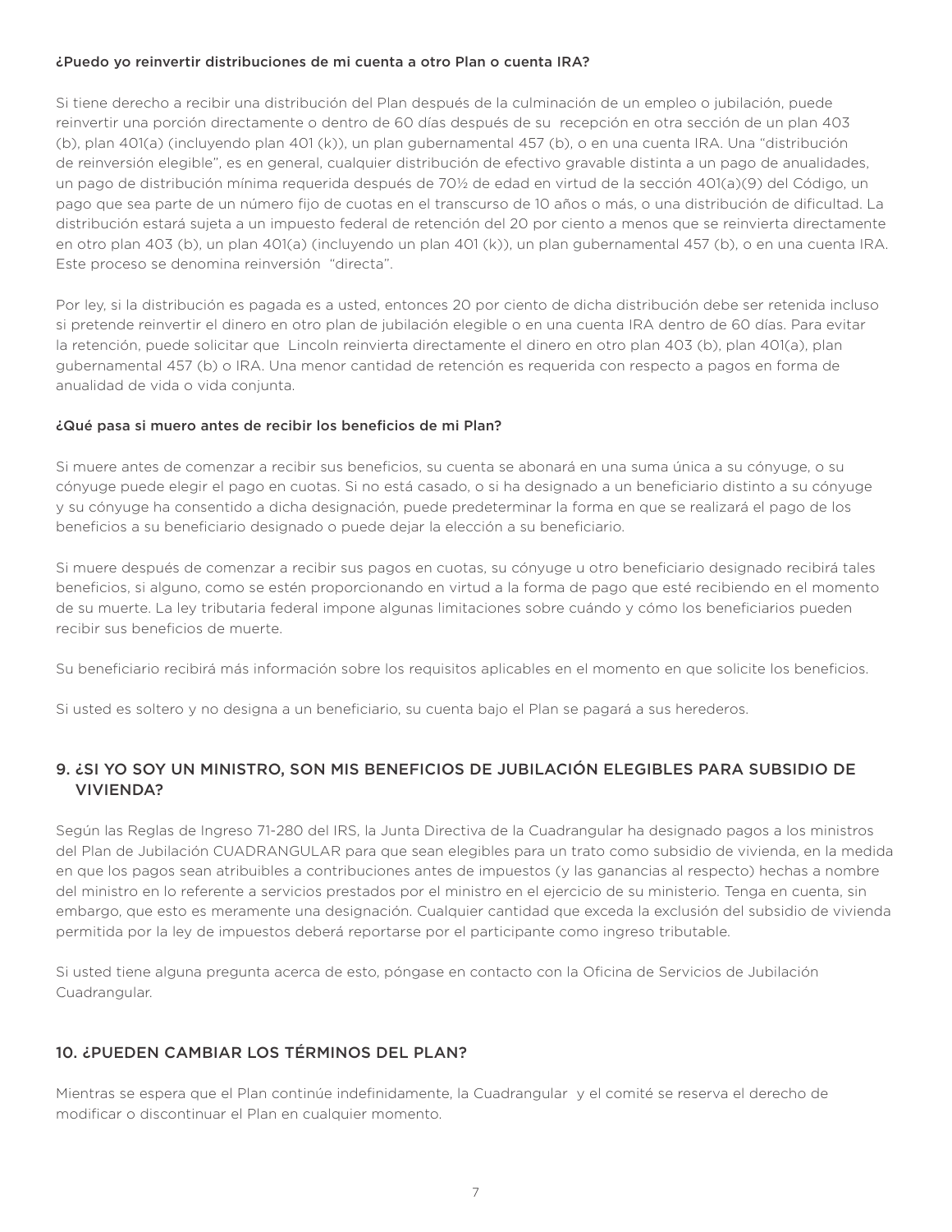#### ¿Puedo yo reinvertir distribuciones de mi cuenta a otro Plan o cuenta IRA?

Si tiene derecho a recibir una distribución del Plan después de la culminación de un empleo o jubilación, puede reinvertir una porción directamente o dentro de 60 días después de su recepción en otra sección de un plan 403 (b), plan 401(a) (incluyendo plan 401 (k)), un plan gubernamental 457 (b), o en una cuenta IRA. Una "distribución de reinversión elegible", es en general, cualquier distribución de efectivo gravable distinta a un pago de anualidades, un pago de distribución mínima requerida después de 70½ de edad en virtud de la sección 401(a)(9) del Código, un pago que sea parte de un número fijo de cuotas en el transcurso de 10 años o más, o una distribución de dificultad. La distribución estará sujeta a un impuesto federal de retención del 20 por ciento a menos que se reinvierta directamente en otro plan 403 (b), un plan 401(a) (incluyendo un plan 401 (k)), un plan gubernamental 457 (b), o en una cuenta IRA. Este proceso se denomina reinversión "directa".

Por ley, si la distribución es pagada es a usted, entonces 20 por ciento de dicha distribución debe ser retenida incluso si pretende reinvertir el dinero en otro plan de jubilación elegible o en una cuenta IRA dentro de 60 días. Para evitar la retención, puede solicitar que Lincoln reinvierta directamente el dinero en otro plan 403 (b), plan 401(a), plan gubernamental 457 (b) o IRA. Una menor cantidad de retención es requerida con respecto a pagos en forma de anualidad de vida o vida conjunta.

#### ¿Qué pasa si muero antes de recibir los beneficios de mi Plan?

Si muere antes de comenzar a recibir sus beneficios, su cuenta se abonará en una suma única a su cónyuge, o su cónyuge puede elegir el pago en cuotas. Si no está casado, o si ha designado a un beneficiario distinto a su cónyuge y su cónyuge ha consentido a dicha designación, puede predeterminar la forma en que se realizará el pago de los beneficios a su beneficiario designado o puede dejar la elección a su beneficiario.

Si muere después de comenzar a recibir sus pagos en cuotas, su cónyuge u otro beneficiario designado recibirá tales beneficios, si alguno, como se estén proporcionando en virtud a la forma de pago que esté recibiendo en el momento de su muerte. La ley tributaria federal impone algunas limitaciones sobre cuándo y cómo los beneficiarios pueden recibir sus beneficios de muerte.

Su beneficiario recibirá más información sobre los requisitos aplicables en el momento en que solicite los beneficios.

Si usted es soltero y no designa a un beneficiario, su cuenta bajo el Plan se pagará a sus herederos.

## 9. ¿SI YO SOY UN MINISTRO, SON MIS BENEFICIOS DE JUBILACIÓN ELEGIBLES PARA SUBSIDIO DE VIVIENDA?

Según las Reglas de Ingreso 71-280 del IRS, la Junta Directiva de la Cuadrangular ha designado pagos a los ministros del Plan de Jubilación CUADRANGULAR para que sean elegibles para un trato como subsidio de vivienda, en la medida en que los pagos sean atribuibles a contribuciones antes de impuestos (y las ganancias al respecto) hechas a nombre del ministro en lo referente a servicios prestados por el ministro en el ejercicio de su ministerio. Tenga en cuenta, sin embargo, que esto es meramente una designación. Cualquier cantidad que exceda la exclusión del subsidio de vivienda permitida por la ley de impuestos deberá reportarse por el participante como ingreso tributable.

Si usted tiene alguna pregunta acerca de esto, póngase en contacto con la Oficina de Servicios de Jubilación Cuadrangular.

## 10. ¿PUEDEN CAMBIAR LOS TÉRMINOS DEL PLAN?

Mientras se espera que el Plan continúe indefinidamente, la Cuadrangular y el comité se reserva el derecho de modificar o discontinuar el Plan en cualquier momento.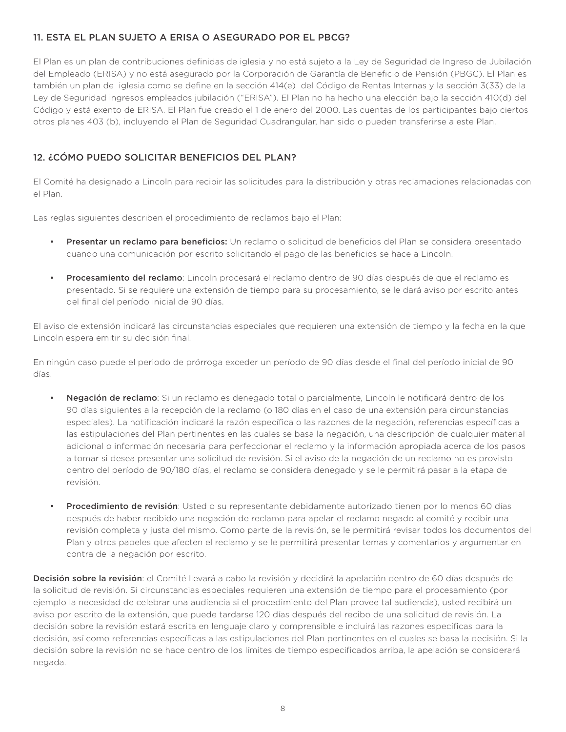## 11. ESTA EL PLAN SUJETO A ERISA O ASEGURADO POR EL PBCG?

El Plan es un plan de contribuciones definidas de iglesia y no está sujeto a la Ley de Seguridad de Ingreso de Jubilación del Empleado (ERISA) y no está asegurado por la Corporación de Garantía de Beneficio de Pensión (PBGC). El Plan es también un plan de iglesia como se define en la sección 414(e) del Código de Rentas Internas y la sección 3(33) de la Ley de Seguridad ingresos empleados jubilación ("ERISA"). El Plan no ha hecho una elección bajo la sección 410(d) del Código y está exento de ERISA. El Plan fue creado el 1 de enero del 2000. Las cuentas de los participantes bajo ciertos otros planes 403 (b), incluyendo el Plan de Seguridad Cuadrangular, han sido o pueden transferirse a este Plan.

## 12. ¿CÓMO PUEDO SOLICITAR BENEFICIOS DEL PLAN?

El Comité ha designado a Lincoln para recibir las solicitudes para la distribución y otras reclamaciones relacionadas con el Plan.

Las reglas siguientes describen el procedimiento de reclamos bajo el Plan:

- **Presentar un reclamo para beneficios:** Un reclamo o solicitud de beneficios del Plan se considera presentado cuando una comunicación por escrito solicitando el pago de las beneficios se hace a Lincoln.
- **Procesamiento del reclamo**: Lincoln procesará el reclamo dentro de 90 días después de que el reclamo es presentado. Si se requiere una extensión de tiempo para su procesamiento, se le dará aviso por escrito antes del final del período inicial de 90 días.

El aviso de extensión indicará las circunstancias especiales que requieren una extensión de tiempo y la fecha en la que Lincoln espera emitir su decisión final.

En ningún caso puede el periodo de prórroga exceder un período de 90 días desde el final del período inicial de 90 días.

- **Negación de reclamo**: Si un reclamo es denegado total o parcialmente, Lincoln le notificará dentro de los 90 días siguientes a la recepción de la reclamo (o 180 días en el caso de una extensión para circunstancias especiales). La notificación indicará la razón específica o las razones de la negación, referencias específicas a las estipulaciones del Plan pertinentes en las cuales se basa la negación, una descripción de cualquier material adicional o información necesaria para perfeccionar el reclamo y la información apropiada acerca de los pasos a tomar si desea presentar una solicitud de revisión. Si el aviso de la negación de un reclamo no es provisto dentro del período de 90/180 días, el reclamo se considera denegado y se le permitirá pasar a la etapa de revisión.
- **Procedimiento de revisión**: Usted o su representante debidamente autorizado tienen por lo menos 60 días después de haber recibido una negación de reclamo para apelar el reclamo negado al comité y recibir una revisión completa y justa del mismo. Como parte de la revisión, se le permitirá revisar todos los documentos del Plan y otros papeles que afecten el reclamo y se le permitirá presentar temas y comentarios y argumentar en contra de la negación por escrito.

**Decisión sobre la revisión**: el Comité llevará a cabo la revisión y decidirá la apelación dentro de 60 días después de la solicitud de revisión. Si circunstancias especiales requieren una extensión de tiempo para el procesamiento (por ejemplo la necesidad de celebrar una audiencia si el procedimiento del Plan provee tal audiencia), usted recibirá un aviso por escrito de la extensión, que puede tardarse 120 días después del recibo de una solicitud de revisión. La decisión sobre la revisión estará escrita en lenguaje claro y comprensible e incluirá las razones específicas para la decisión, así como referencias específicas a las estipulaciones del Plan pertinentes en el cuales se basa la decisión. Si la decisión sobre la revisión no se hace dentro de los límites de tiempo especificados arriba, la apelación se considerará negada.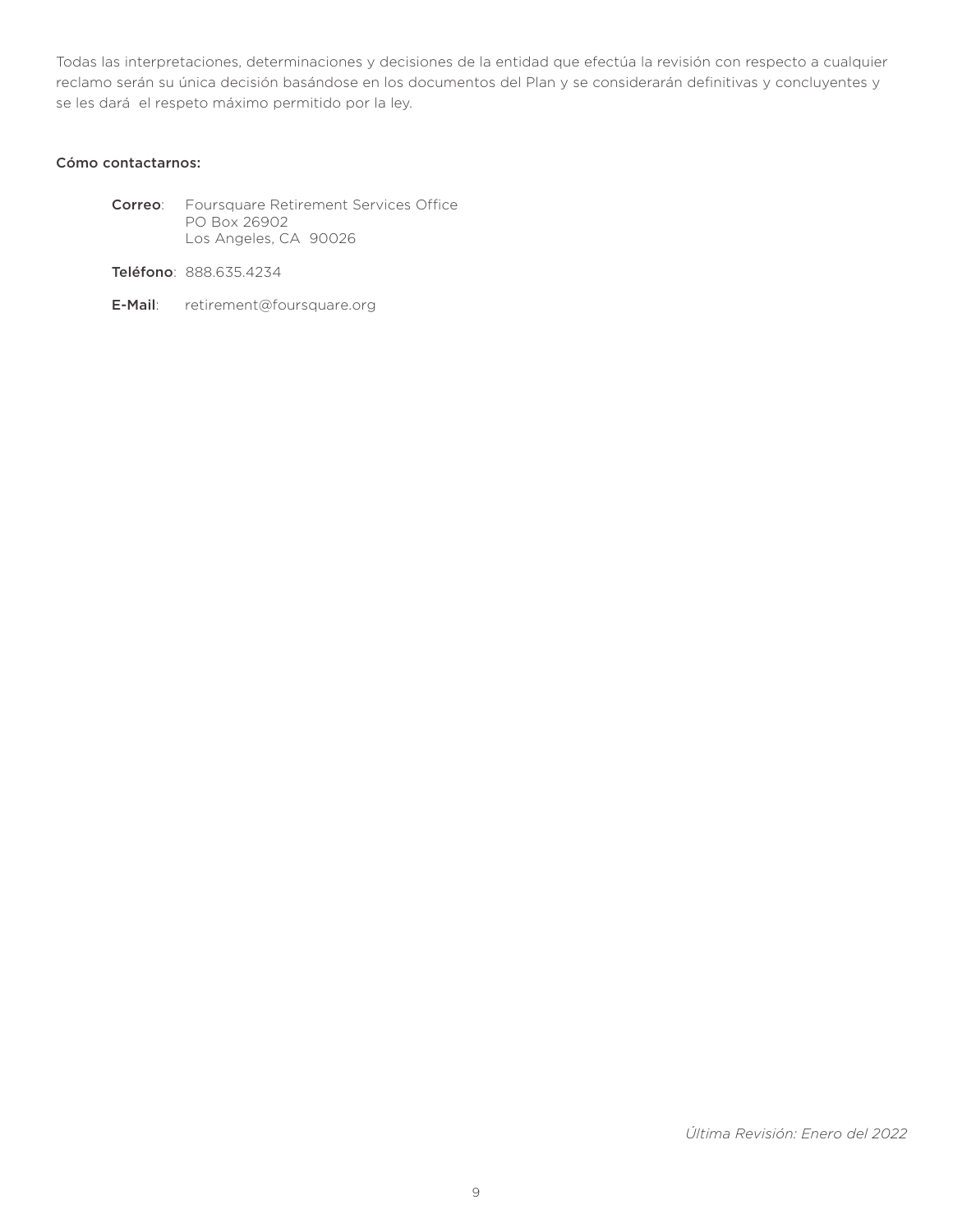Todas las interpretaciones, determinaciones y decisiones de la entidad que efectúa la revisión con respecto a cualquier reclamo serán su única decisión basándose en los documentos del Plan y se considerarán definitivas y concluyentes y se les dará  el respeto máximo permitido por la ley.

### Cómo contactarnos:

**Correo**: Foursquare Retirement Services Office
PO Box 26902
Los Angeles, CA  90026

**Teléfono**: 888.635.4234

**E-Mail**: retirement@foursquare.org

*Última Revisión: Enero del 2022*